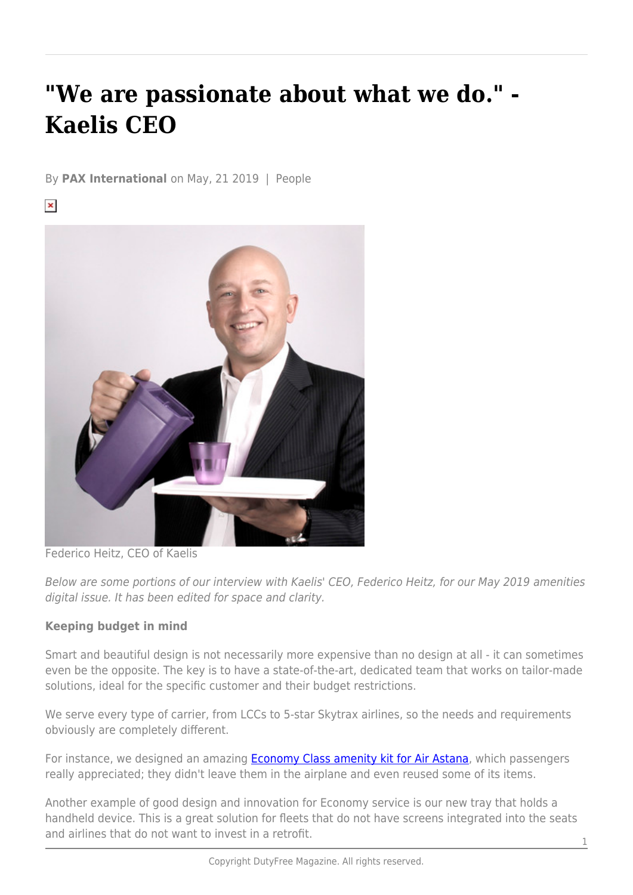# "We are passionate about what we do." - Kaelis CEO

By **PAX International** on May, 21 2019 | People

Federico Heitz, CEO of Kaelis

*Below are some portions of our interview with Kaelis' CEO, Federico Heitz, for our May 2019 amenities digital issue. It has been edited for space and clarity.*

**Keeping budget in mind**

Smart and beautiful design is not necessarily more expensive than no design at all - it can sometimes even be the opposite. The key is to have a state-of-the-art, dedicated team that works on tailor-made solutions, ideal for the specific customer and their budget restrictions.

We serve every type of carrier, from LCCs to 5-star Skytrax airlines, so the needs and requirements obviously are completely different.

For instance, we designed an amazing Economy Class amenity kit for Air Astana, which passengers really appreciated; they didn't leave them in the airplane and even reused some of its items.

Another example of good design and innovation for Economy service is our new tray that holds a handheld device. This is a great solution for fleets that do not have screens integrated into the seats and airlines that do not want to invest in a retrofit.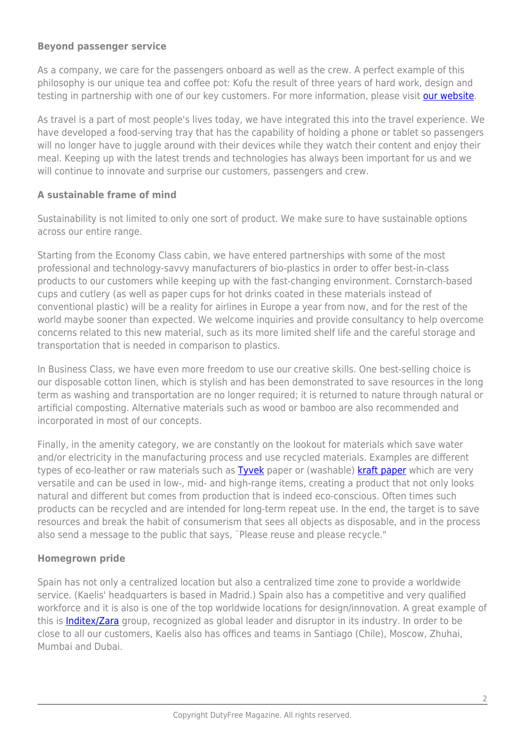**Beyond passenger service**

As a company, we care for the passengers onboard as well as the crew. A perfect example of this philosophy is our unique tea and coffee pot: Kofu the result of three years of hard work, design and testing in partnership with one of our key customers. For more information, please visit our website.

As travel is a part of most people's lives today, we have integrated this into the travel experience. We have developed a food-serving tray that has the capability of holding a phone or tablet so passengers will no longer have to juggle around with their devices while they watch their content and enjoy their meal. Keeping up with the latest trends and technologies has always been important for us and we will continue to innovate and surprise our customers, passengers and crew.

**A sustainable frame of mind**

Sustainability is not limited to only one sort of product. We make sure to have sustainable options across our entire range.

Starting from the Economy Class cabin, we have entered partnerships with some of the most professional and technology-savvy manufacturers of bio-plastics in order to offer best-in-class products to our customers while keeping up with the fast-changing environment. Cornstarch-based cups and cutlery (as well as paper cups for hot drinks coated in these materials instead of conventional plastic) will be a reality for airlines in Europe a year from now, and for the rest of the world maybe sooner than expected. We welcome inquiries and provide consultancy to help overcome concerns related to this new material, such as its more limited shelf life and the careful storage and transportation that is needed in comparison to plastics.

In Business Class, we have even more freedom to use our creative skills. One best-selling choice is our disposable cotton linen, which is stylish and has been demonstrated to save resources in the long term as washing and transportation are no longer required; it is returned to nature through natural or artificial composting. Alternative materials such as wood or bamboo are also recommended and incorporated in most of our concepts.

Finally, in the amenity category, we are constantly on the lookout for materials which save water and/or electricity in the manufacturing process and use recycled materials. Examples are different types of eco-leather or raw materials such as Tyvek paper or (washable) kraft paper which are very versatile and can be used in low-, mid- and high-range items, creating a product that not only looks natural and different but comes from production that is indeed eco-conscious. Often times such products can be recycled and are intended for long-term repeat use. In the end, the target is to save resources and break the habit of consumerism that sees all objects as disposable, and in the process also send a message to the public that says, ¨Please reuse and please recycle."

**Homegrown pride**

Spain has not only a centralized location but also a centralized time zone to provide a worldwide service. (Kaelis' headquarters is based in Madrid.) Spain also has a competitive and very qualified workforce and it is also is one of the top worldwide locations for design/innovation. A great example of this is Inditex/Zara group, recognized as global leader and disruptor in its industry. In order to be close to all our customers, Kaelis also has offices and teams in Santiago (Chile), Moscow, Zhuhai, Mumbai and Dubai.